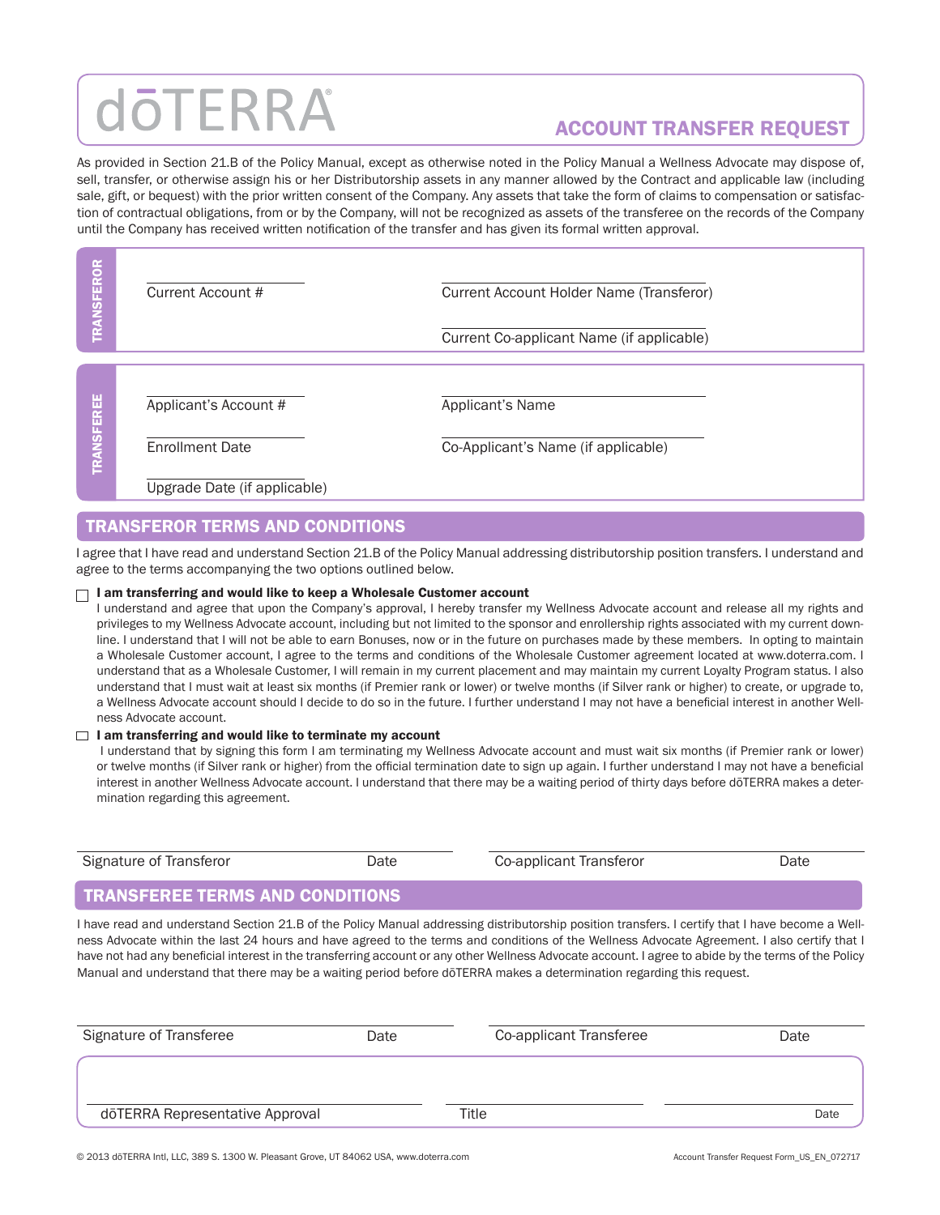# dōTERRA

## ACCOUNT TRANSFER REQUEST

As provided in Section 21.B of the Policy Manual, except as otherwise noted in the Policy Manual a Wellness Advocate may dispose of, sell, transfer, or otherwise assign his or her Distributorship assets in any manner allowed by the Contract and applicable law (including sale, gift, or bequest) with the prior written consent of the Company. Any assets that take the form of claims to compensation or satisfaction of contractual obligations, from or by the Company, will not be recognized as assets of the transferee on the records of the Company until the Company has received written notification of the transfer and has given its formal written approval.

### TRANSFEROR

Current Account # ____________________

Current Account Holder Name (Transferor) ____________________

Current Co-applicant Name (if applicable) ____________________

### TRANSFEREE

Applicant's Account # ____________________

Applicant's Name ____________________

Enrollment Date ____________________

Co-Applicant's Name (if applicable) ____________________

Upgrade Date (if applicable) ____________________

## TRANSFEROR TERMS AND CONDITIONS

I agree that I have read and understand Section 21.B of the Policy Manual addressing distributorship position transfers. I understand and agree to the terms accompanying the two options outlined below.

☐ **I am transferring and would like to keep a Wholesale Customer account**
I understand and agree that upon the Company's approval, I hereby transfer my Wellness Advocate account and release all my rights and privileges to my Wellness Advocate account, including but not limited to the sponsor and enrollership rights associated with my current downline. I understand that I will not be able to earn Bonuses, now or in the future on purchases made by these members. In opting to maintain a Wholesale Customer account, I agree to the terms and conditions of the Wholesale Customer agreement located at www.doterra.com. I understand that as a Wholesale Customer, I will remain in my current placement and may maintain my current Loyalty Program status. I also understand that I must wait at least six months (if Premier rank or lower) or twelve months (if Silver rank or higher) to create, or upgrade to, a Wellness Advocate account should I decide to do so in the future. I further understand I may not have a beneficial interest in another Wellness Advocate account.

☐ **I am transferring and would like to terminate my account**
I understand that by signing this form I am terminating my Wellness Advocate account and must wait six months (if Premier rank or lower) or twelve months (if Silver rank or higher) from the official termination date to sign up again. I further understand I may not have a beneficial interest in another Wellness Advocate account. I understand that there may be a waiting period of thirty days before dōTERRA makes a determination regarding this agreement.

Signature of Transferor ____________________ Date __________

Co-applicant Transferor ____________________ Date __________

## TRANSFEREE TERMS AND CONDITIONS

I have read and understand Section 21.B of the Policy Manual addressing distributorship position transfers. I certify that I have become a Wellness Advocate within the last 24 hours and have agreed to the terms and conditions of the Wellness Advocate Agreement. I also certify that I have not had any beneficial interest in the transferring account or any other Wellness Advocate account. I agree to abide by the terms of the Policy Manual and understand that there may be a waiting period before dōTERRA makes a determination regarding this request.

Signature of Transferee ____________________ Date __________

Co-applicant Transferee ____________________ Date __________

dōTERRA Representative Approval ____________________ Title ____________________ Date __________

© 2013 dōTERRA Intl, LLC, 389 S. 1300 W. Pleasant Grove, UT 84062 USA, www.doterra.com

Account Transfer Request Form_US_EN_072717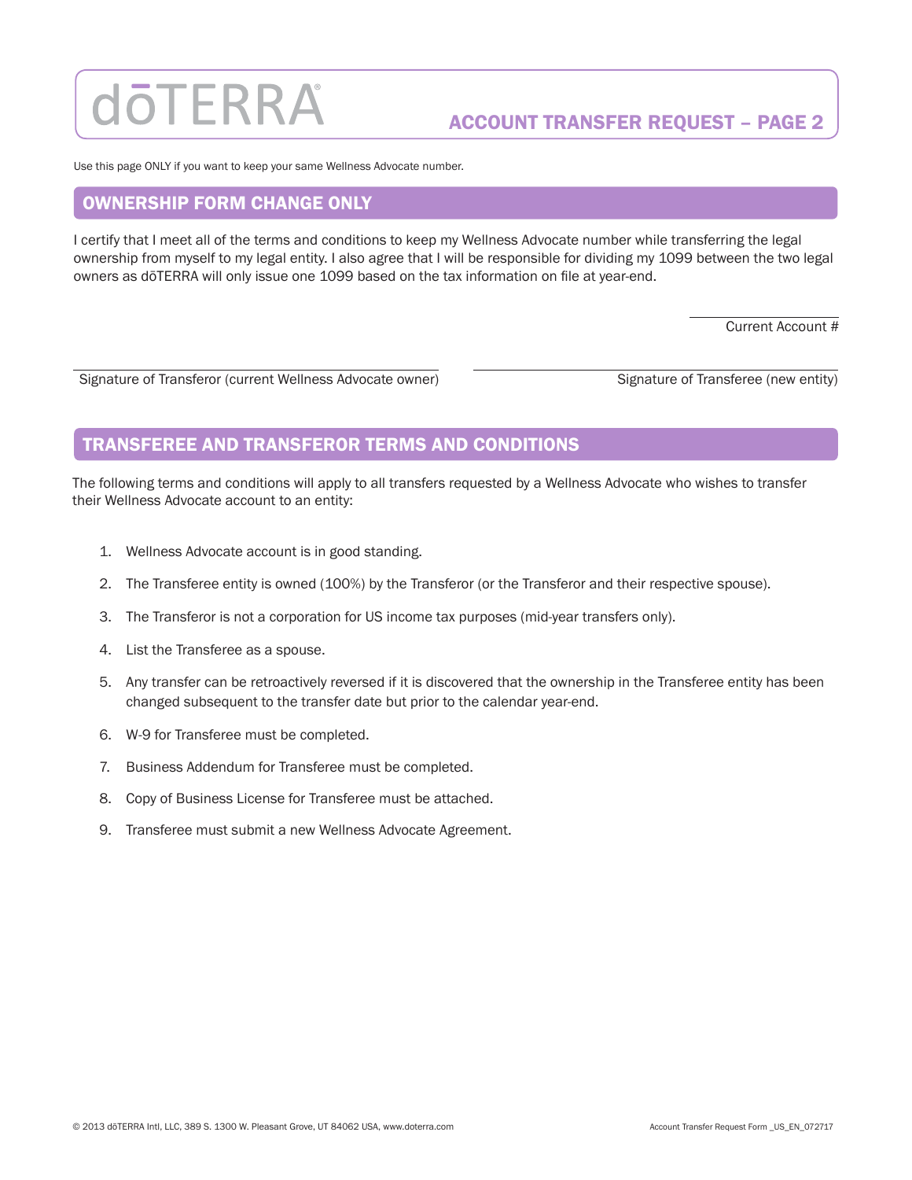# dōTERRA

## ACCOUNT TRANSFER REQUEST – PAGE 2

Use this page ONLY if you want to keep your same Wellness Advocate number.

## OWNERSHIP FORM CHANGE ONLY

I certify that I meet all of the terms and conditions to keep my Wellness Advocate number while transferring the legal ownership from myself to my legal entity. I also agree that I will be responsible for dividing my 1099 between the two legal owners as dōTERRA will only issue one 1099 based on the tax information on file at year-end.

______________________
Current Account #

______________________
Signature of Transferor (current Wellness Advocate owner)

______________________
Signature of Transferee (new entity)

## TRANSFEREE AND TRANSFEROR TERMS AND CONDITIONS

The following terms and conditions will apply to all transfers requested by a Wellness Advocate who wishes to transfer their Wellness Advocate account to an entity:

1. Wellness Advocate account is in good standing.
2. The Transferee entity is owned (100%) by the Transferor (or the Transferor and their respective spouse).
3. The Transferor is not a corporation for US income tax purposes (mid-year transfers only).
4. List the Transferee as a spouse.
5. Any transfer can be retroactively reversed if it is discovered that the ownership in the Transferee entity has been changed subsequent to the transfer date but prior to the calendar year-end.
6. W-9 for Transferee must be completed.
7. Business Addendum for Transferee must be completed.
8. Copy of Business License for Transferee must be attached.
9. Transferee must submit a new Wellness Advocate Agreement.

© 2013 dōTERRA Intl, LLC, 389 S. 1300 W. Pleasant Grove, UT 84062 USA, www.doterra.com

Account Transfer Request Form _US_EN_072717